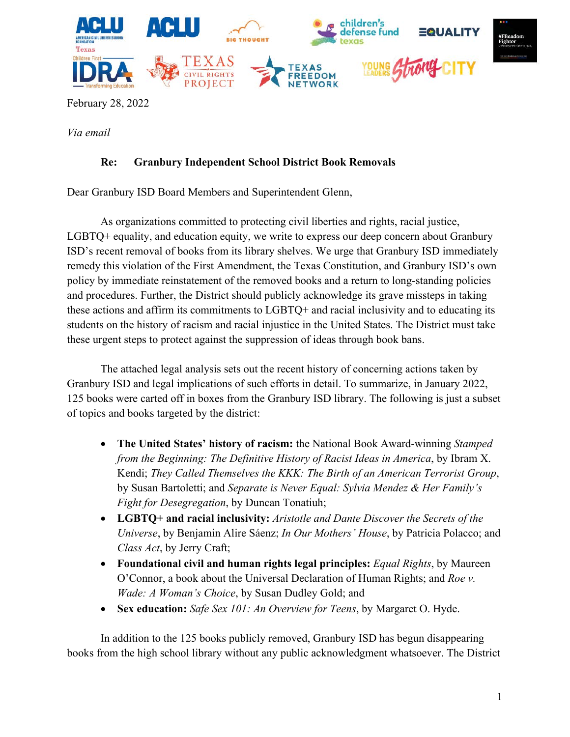February 28, 2022

*Via email*

**Re: Granbury Independent School District Book Removals**

Dear Granbury ISD Board Members and Superintendent Glenn,

As organizations committed to protecting civil liberties and rights, racial justice, LGBTQ+ equality, and education equity, we write to express our deep concern about Granbury ISD's recent removal of books from its library shelves. We urge that Granbury ISD immediately remedy this violation of the First Amendment, the Texas Constitution, and Granbury ISD's own policy by immediate reinstatement of the removed books and a return to long-standing policies and procedures. Further, the District should publicly acknowledge its grave missteps in taking these actions and affirm its commitments to LGBTQ+ and racial inclusivity and to educating its students on the history of racism and racial injustice in the United States. The District must take these urgent steps to protect against the suppression of ideas through book bans.

The attached legal analysis sets out the recent history of concerning actions taken by Granbury ISD and legal implications of such efforts in detail. To summarize, in January 2022, 125 books were carted off in boxes from the Granbury ISD library. The following is just a subset of topics and books targeted by the district:

- **The United States' history of racism:** the National Book Award-winning *Stamped from the Beginning: The Definitive History of Racist Ideas in America*, by Ibram X. Kendi; *They Called Themselves the KKK: The Birth of an American Terrorist Group*, by Susan Bartoletti; and *Separate is Never Equal: Sylvia Mendez & Her Family's Fight for Desegregation*, by Duncan Tonatiuh;
- **LGBTQ+ and racial inclusivity:** *Aristotle and Dante Discover the Secrets of the Universe*, by Benjamin Alire Sáenz; *In Our Mothers' House*, by Patricia Polacco; and *Class Act*, by Jerry Craft;
- **Foundational civil and human rights legal principles:** *Equal Rights*, by Maureen O'Connor, a book about the Universal Declaration of Human Rights; and *Roe v. Wade: A Woman's Choice*, by Susan Dudley Gold; and
- **Sex education:** *Safe Sex 101: An Overview for Teens*, by Margaret O. Hyde.

In addition to the 125 books publicly removed, Granbury ISD has begun disappearing books from the high school library without any public acknowledgment whatsoever. The District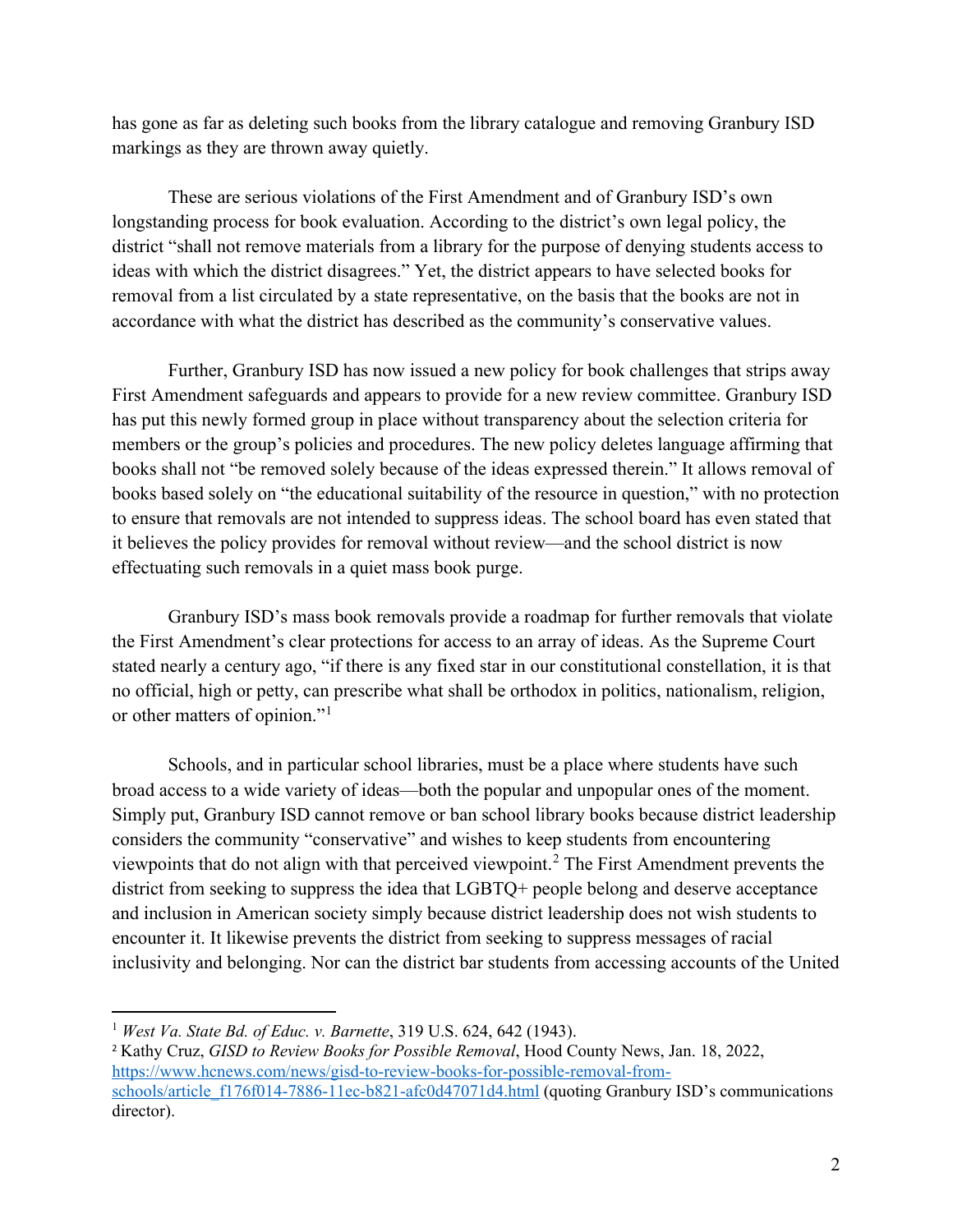has gone as far as deleting such books from the library catalogue and removing Granbury ISD markings as they are thrown away quietly.

These are serious violations of the First Amendment and of Granbury ISD's own longstanding process for book evaluation. According to the district's own legal policy, the district "shall not remove materials from a library for the purpose of denying students access to ideas with which the district disagrees." Yet, the district appears to have selected books for removal from a list circulated by a state representative, on the basis that the books are not in accordance with what the district has described as the community's conservative values.

Further, Granbury ISD has now issued a new policy for book challenges that strips away First Amendment safeguards and appears to provide for a new review committee. Granbury ISD has put this newly formed group in place without transparency about the selection criteria for members or the group's policies and procedures. The new policy deletes language affirming that books shall not "be removed solely because of the ideas expressed therein." It allows removal of books based solely on "the educational suitability of the resource in question," with no protection to ensure that removals are not intended to suppress ideas. The school board has even stated that it believes the policy provides for removal without review—and the school district is now effectuating such removals in a quiet mass book purge.

Granbury ISD's mass book removals provide a roadmap for further removals that violate the First Amendment's clear protections for access to an array of ideas. As the Supreme Court stated nearly a century ago, "if there is any fixed star in our constitutional constellation, it is that no official, high or petty, can prescribe what shall be orthodox in politics, nationalism, religion, or other matters of opinion."[1]

Schools, and in particular school libraries, must be a place where students have such broad access to a wide variety of ideas—both the popular and unpopular ones of the moment. Simply put, Granbury ISD cannot remove or ban school library books because district leadership considers the community "conservative" and wishes to keep students from encountering viewpoints that do not align with that perceived viewpoint.[2] The First Amendment prevents the district from seeking to suppress the idea that LGBTQ+ people belong and deserve acceptance and inclusion in American society simply because district leadership does not wish students to encounter it. It likewise prevents the district from seeking to suppress messages of racial inclusivity and belonging. Nor can the district bar students from accessing accounts of the United

---

[1] *West Va. State Bd. of Educ. v. Barnette*, 319 U.S. 624, 642 (1943).

[2] Kathy Cruz, *GISD to Review Books for Possible Removal*, Hood County News, Jan. 18, 2022, https://www.hcnews.com/news/gisd-to-review-books-for-possible-removal-from-schools/article_f176f014-7886-11ec-b821-afc0d47071d4.html (quoting Granbury ISD's communications director).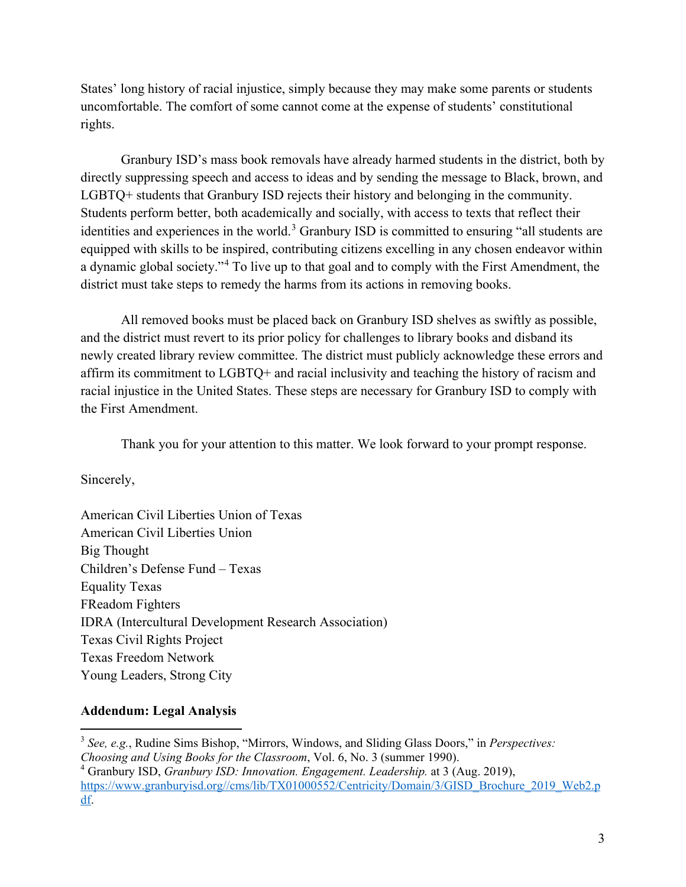States' long history of racial injustice, simply because they may make some parents or students uncomfortable. The comfort of some cannot come at the expense of students' constitutional rights.

Granbury ISD's mass book removals have already harmed students in the district, both by directly suppressing speech and access to ideas and by sending the message to Black, brown, and LGBTQ+ students that Granbury ISD rejects their history and belonging in the community. Students perform better, both academically and socially, with access to texts that reflect their identities and experiences in the world.[3] Granbury ISD is committed to ensuring "all students are equipped with skills to be inspired, contributing citizens excelling in any chosen endeavor within a dynamic global society."[4] To live up to that goal and to comply with the First Amendment, the district must take steps to remedy the harms from its actions in removing books.

All removed books must be placed back on Granbury ISD shelves as swiftly as possible, and the district must revert to its prior policy for challenges to library books and disband its newly created library review committee. The district must publicly acknowledge these errors and affirm its commitment to LGBTQ+ and racial inclusivity and teaching the history of racism and racial injustice in the United States. These steps are necessary for Granbury ISD to comply with the First Amendment.

Thank you for your attention to this matter. We look forward to your prompt response.

Sincerely,

American Civil Liberties Union of Texas
American Civil Liberties Union
Big Thought
Children's Defense Fund – Texas
Equality Texas
FReadom Fighters
IDRA (Intercultural Development Research Association)
Texas Civil Rights Project
Texas Freedom Network
Young Leaders, Strong City

**Addendum: Legal Analysis**

---

[3] *See, e.g.*, Rudine Sims Bishop, "Mirrors, Windows, and Sliding Glass Doors," in *Perspectives: Choosing and Using Books for the Classroom*, Vol. 6, No. 3 (summer 1990).

[4] Granbury ISD, *Granbury ISD: Innovation. Engagement. Leadership.* at 3 (Aug. 2019), https://www.granburyisd.org//cms/lib/TX01000552/Centricity/Domain/3/GISD_Brochure_2019_Web2.pdf.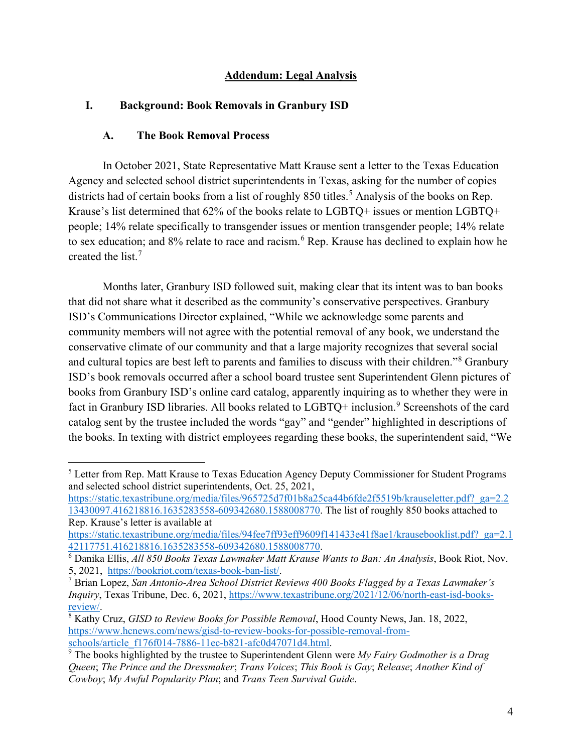## Addendum: Legal Analysis

### I. Background: Book Removals in Granbury ISD

#### A. The Book Removal Process

In October 2021, State Representative Matt Krause sent a letter to the Texas Education Agency and selected school district superintendents in Texas, asking for the number of copies districts had of certain books from a list of roughly 850 titles.[5] Analysis of the books on Rep. Krause's list determined that 62% of the books relate to LGBTQ+ issues or mention LGBTQ+ people; 14% relate specifically to transgender issues or mention transgender people; 14% relate to sex education; and 8% relate to race and racism.[6] Rep. Krause has declined to explain how he created the list.[7]

Months later, Granbury ISD followed suit, making clear that its intent was to ban books that did not share what it described as the community's conservative perspectives. Granbury ISD's Communications Director explained, "While we acknowledge some parents and community members will not agree with the potential removal of any book, we understand the conservative climate of our community and that a large majority recognizes that several social and cultural topics are best left to parents and families to discuss with their children."[8] Granbury ISD's book removals occurred after a school board trustee sent Superintendent Glenn pictures of books from Granbury ISD's online card catalog, apparently inquiring as to whether they were in fact in Granbury ISD libraries. All books related to LGBTQ+ inclusion.[9] Screenshots of the card catalog sent by the trustee included the words "gay" and "gender" highlighted in descriptions of the books. In texting with district employees regarding these books, the superintendent said, "We

---

[5] Letter from Rep. Matt Krause to Texas Education Agency Deputy Commissioner for Student Programs and selected school district superintendents, Oct. 25, 2021, https://static.texastribune.org/media/files/965725d7f01b8a25ca44b6fde2f5519b/krauseletter.pdf?_ga=2.213430097.416218816.1635283558-609342680.1588008770. The list of roughly 850 books attached to Rep. Krause's letter is available at https://static.texastribune.org/media/files/94fee7ff93eff9609f141433e41f8ae1/krausebooklist.pdf?_ga=2.142117751.416218816.1635283558-609342680.1588008770.

[6] Danika Ellis, *All 850 Books Texas Lawmaker Matt Krause Wants to Ban: An Analysis*, Book Riot, Nov. 5, 2021, https://bookriot.com/texas-book-ban-list/.

[7] Brian Lopez, *San Antonio-Area School District Reviews 400 Books Flagged by a Texas Lawmaker's Inquiry*, Texas Tribune, Dec. 6, 2021, https://www.texastribune.org/2021/12/06/north-east-isd-books-review/.

[8] Kathy Cruz, *GISD to Review Books for Possible Removal*, Hood County News, Jan. 18, 2022, https://www.hcnews.com/news/gisd-to-review-books-for-possible-removal-from-schools/article_f176f014-7886-11ec-b821-afc0d47071d4.html.

[9] The books highlighted by the trustee to Superintendent Glenn were *My Fairy Godmother is a Drag Queen*; *The Prince and the Dressmaker*; *Trans Voices*; *This Book is Gay*; *Release*; *Another Kind of Cowboy*; *My Awful Popularity Plan*; and *Trans Teen Survival Guide*.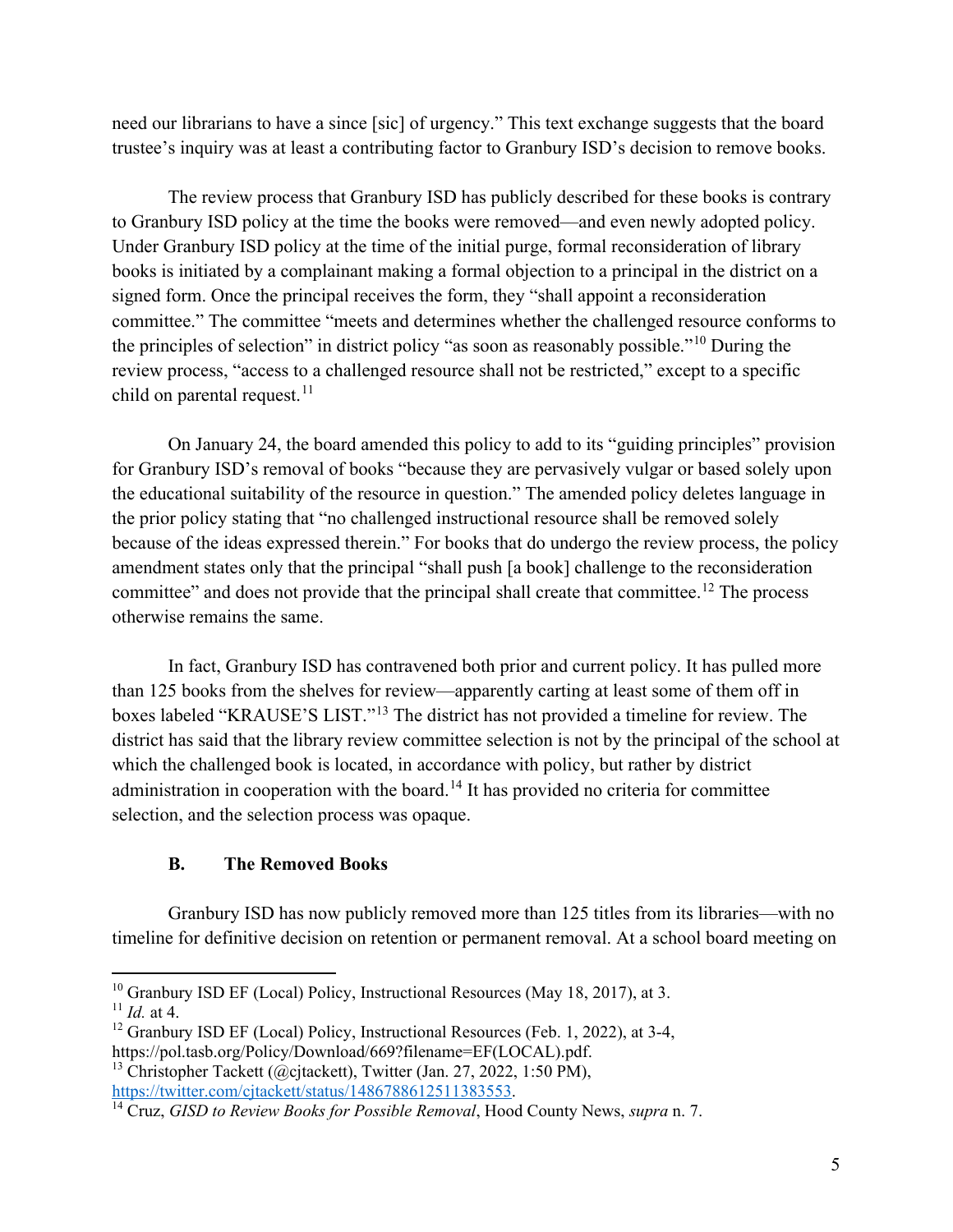need our librarians to have a since [sic] of urgency." This text exchange suggests that the board trustee's inquiry was at least a contributing factor to Granbury ISD's decision to remove books.

The review process that Granbury ISD has publicly described for these books is contrary to Granbury ISD policy at the time the books were removed—and even newly adopted policy. Under Granbury ISD policy at the time of the initial purge, formal reconsideration of library books is initiated by a complainant making a formal objection to a principal in the district on a signed form. Once the principal receives the form, they "shall appoint a reconsideration committee." The committee "meets and determines whether the challenged resource conforms to the principles of selection" in district policy "as soon as reasonably possible."[10] During the review process, "access to a challenged resource shall not be restricted," except to a specific child on parental request.[11]

On January 24, the board amended this policy to add to its "guiding principles" provision for Granbury ISD's removal of books "because they are pervasively vulgar or based solely upon the educational suitability of the resource in question." The amended policy deletes language in the prior policy stating that "no challenged instructional resource shall be removed solely because of the ideas expressed therein." For books that do undergo the review process, the policy amendment states only that the principal "shall push [a book] challenge to the reconsideration committee" and does not provide that the principal shall create that committee.[12] The process otherwise remains the same.

In fact, Granbury ISD has contravened both prior and current policy. It has pulled more than 125 books from the shelves for review—apparently carting at least some of them off in boxes labeled "KRAUSE'S LIST."[13] The district has not provided a timeline for review. The district has said that the library review committee selection is not by the principal of the school at which the challenged book is located, in accordance with policy, but rather by district administration in cooperation with the board.[14] It has provided no criteria for committee selection, and the selection process was opaque.

### B. The Removed Books

Granbury ISD has now publicly removed more than 125 titles from its libraries—with no timeline for definitive decision on retention or permanent removal. At a school board meeting on

---

[10] Granbury ISD EF (Local) Policy, Instructional Resources (May 18, 2017), at 3.

[11] *Id.* at 4.

[12] Granbury ISD EF (Local) Policy, Instructional Resources (Feb. 1, 2022), at 3-4, https://pol.tasb.org/Policy/Download/669?filename=EF(LOCAL).pdf.

[13] Christopher Tackett (@cjtackett), Twitter (Jan. 27, 2022, 1:50 PM), https://twitter.com/cjtackett/status/1486788612511383553.

[14] Cruz, *GISD to Review Books for Possible Removal*, Hood County News, *supra* n. 7.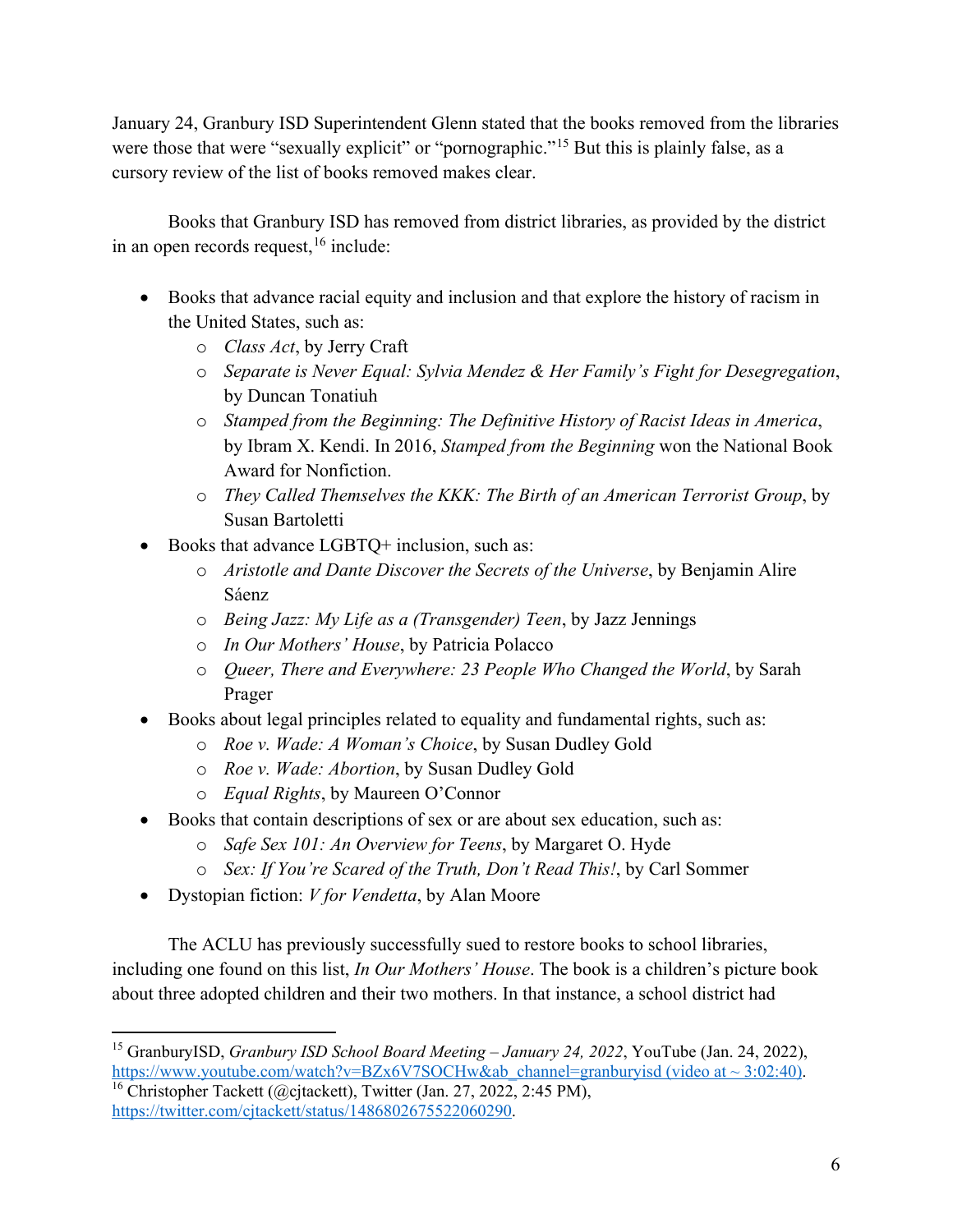January 24, Granbury ISD Superintendent Glenn stated that the books removed from the libraries were those that were "sexually explicit" or "pornographic."[15] But this is plainly false, as a cursory review of the list of books removed makes clear.

Books that Granbury ISD has removed from district libraries, as provided by the district in an open records request,[16] include:

- Books that advance racial equity and inclusion and that explore the history of racism in the United States, such as:
  - *Class Act*, by Jerry Craft
  - *Separate is Never Equal: Sylvia Mendez & Her Family's Fight for Desegregation*, by Duncan Tonatiuh
  - *Stamped from the Beginning: The Definitive History of Racist Ideas in America*, by Ibram X. Kendi. In 2016, *Stamped from the Beginning* won the National Book Award for Nonfiction.
  - *They Called Themselves the KKK: The Birth of an American Terrorist Group*, by Susan Bartoletti
- Books that advance LGBTQ+ inclusion, such as:
  - *Aristotle and Dante Discover the Secrets of the Universe*, by Benjamin Alire Sáenz
  - *Being Jazz: My Life as a (Transgender) Teen*, by Jazz Jennings
  - *In Our Mothers' House*, by Patricia Polacco
  - *Queer, There and Everywhere: 23 People Who Changed the World*, by Sarah Prager
- Books about legal principles related to equality and fundamental rights, such as:
  - *Roe v. Wade: A Woman's Choice*, by Susan Dudley Gold
  - *Roe v. Wade: Abortion*, by Susan Dudley Gold
  - *Equal Rights*, by Maureen O'Connor
- Books that contain descriptions of sex or are about sex education, such as:
  - *Safe Sex 101: An Overview for Teens*, by Margaret O. Hyde
  - *Sex: If You're Scared of the Truth, Don't Read This!*, by Carl Sommer
- Dystopian fiction: *V for Vendetta*, by Alan Moore

The ACLU has previously successfully sued to restore books to school libraries, including one found on this list, *In Our Mothers' House*. The book is a children's picture book about three adopted children and their two mothers. In that instance, a school district had

---

[15] GranburyISD, *Granbury ISD School Board Meeting – January 24, 2022*, YouTube (Jan. 24, 2022), https://www.youtube.com/watch?v=BZx6V7SOCHw&ab_channel=granburyisd (video at ~ 3:02:40).

[16] Christopher Tackett (@cjtackett), Twitter (Jan. 27, 2022, 2:45 PM), https://twitter.com/cjtackett/status/1486802675522060290.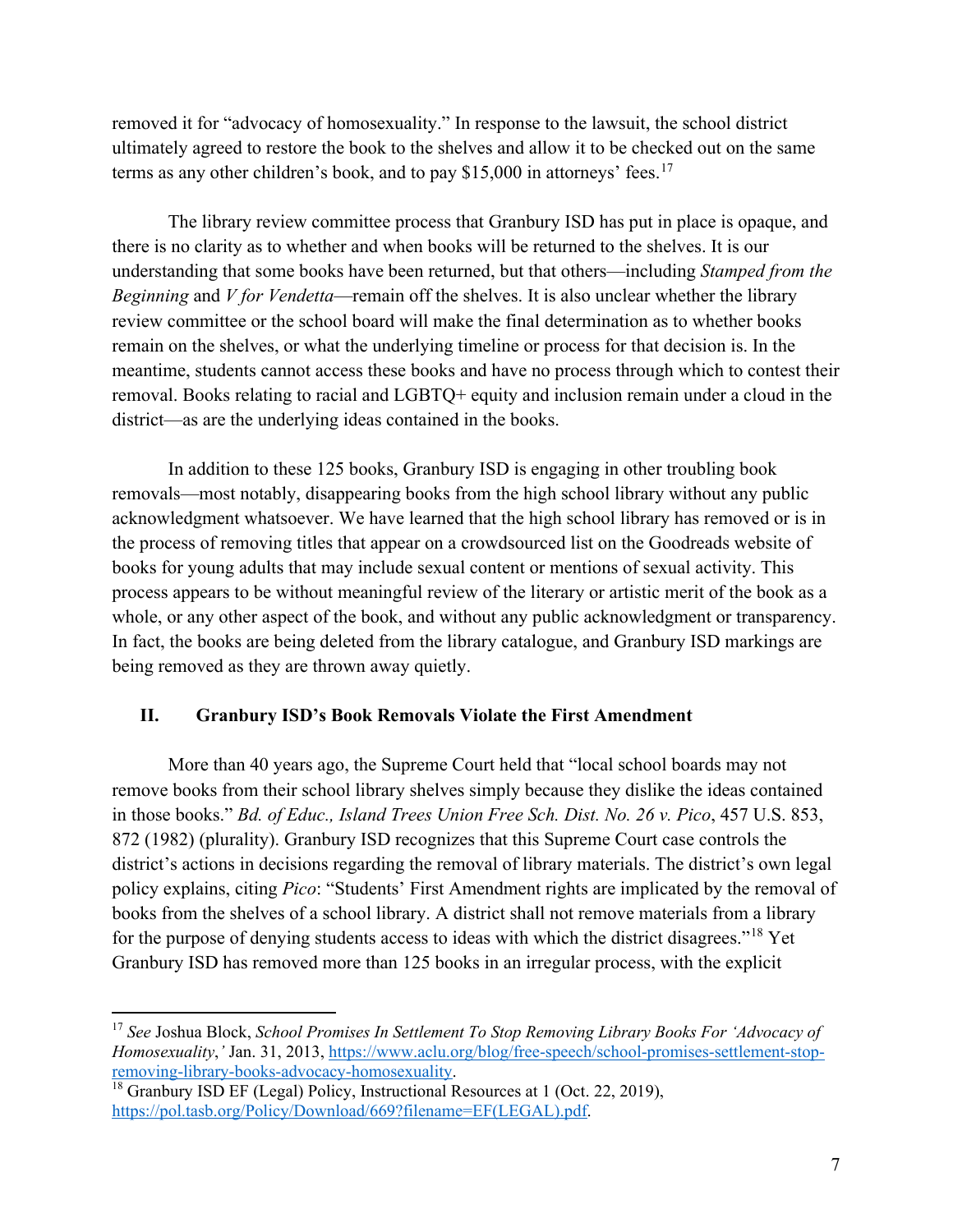removed it for "advocacy of homosexuality." In response to the lawsuit, the school district ultimately agreed to restore the book to the shelves and allow it to be checked out on the same terms as any other children's book, and to pay $15,000 in attorneys' fees.[17]

The library review committee process that Granbury ISD has put in place is opaque, and there is no clarity as to whether and when books will be returned to the shelves. It is our understanding that some books have been returned, but that others—including *Stamped from the Beginning* and *V for Vendetta*—remain off the shelves. It is also unclear whether the library review committee or the school board will make the final determination as to whether books remain on the shelves, or what the underlying timeline or process for that decision is. In the meantime, students cannot access these books and have no process through which to contest their removal. Books relating to racial and LGBTQ+ equity and inclusion remain under a cloud in the district—as are the underlying ideas contained in the books.

In addition to these 125 books, Granbury ISD is engaging in other troubling book removals—most notably, disappearing books from the high school library without any public acknowledgment whatsoever. We have learned that the high school library has removed or is in the process of removing titles that appear on a crowdsourced list on the Goodreads website of books for young adults that may include sexual content or mentions of sexual activity. This process appears to be without meaningful review of the literary or artistic merit of the book as a whole, or any other aspect of the book, and without any public acknowledgment or transparency. In fact, the books are being deleted from the library catalogue, and Granbury ISD markings are being removed as they are thrown away quietly.

## II. Granbury ISD's Book Removals Violate the First Amendment

More than 40 years ago, the Supreme Court held that "local school boards may not remove books from their school library shelves simply because they dislike the ideas contained in those books." *Bd. of Educ., Island Trees Union Free Sch. Dist. No. 26 v. Pico*, 457 U.S. 853, 872 (1982) (plurality). Granbury ISD recognizes that this Supreme Court case controls the district's actions in decisions regarding the removal of library materials. The district's own legal policy explains, citing *Pico*: "Students' First Amendment rights are implicated by the removal of books from the shelves of a school library. A district shall not remove materials from a library for the purpose of denying students access to ideas with which the district disagrees."[18] Yet Granbury ISD has removed more than 125 books in an irregular process, with the explicit

---

[17] *See* Joshua Block, *School Promises In Settlement To Stop Removing Library Books For 'Advocacy of Homosexuality*,*'* Jan. 31, 2013, https://www.aclu.org/blog/free-speech/school-promises-settlement-stop-removing-library-books-advocacy-homosexuality.

[18] Granbury ISD EF (Legal) Policy, Instructional Resources at 1 (Oct. 22, 2019), https://pol.tasb.org/Policy/Download/669?filename=EF(LEGAL).pdf.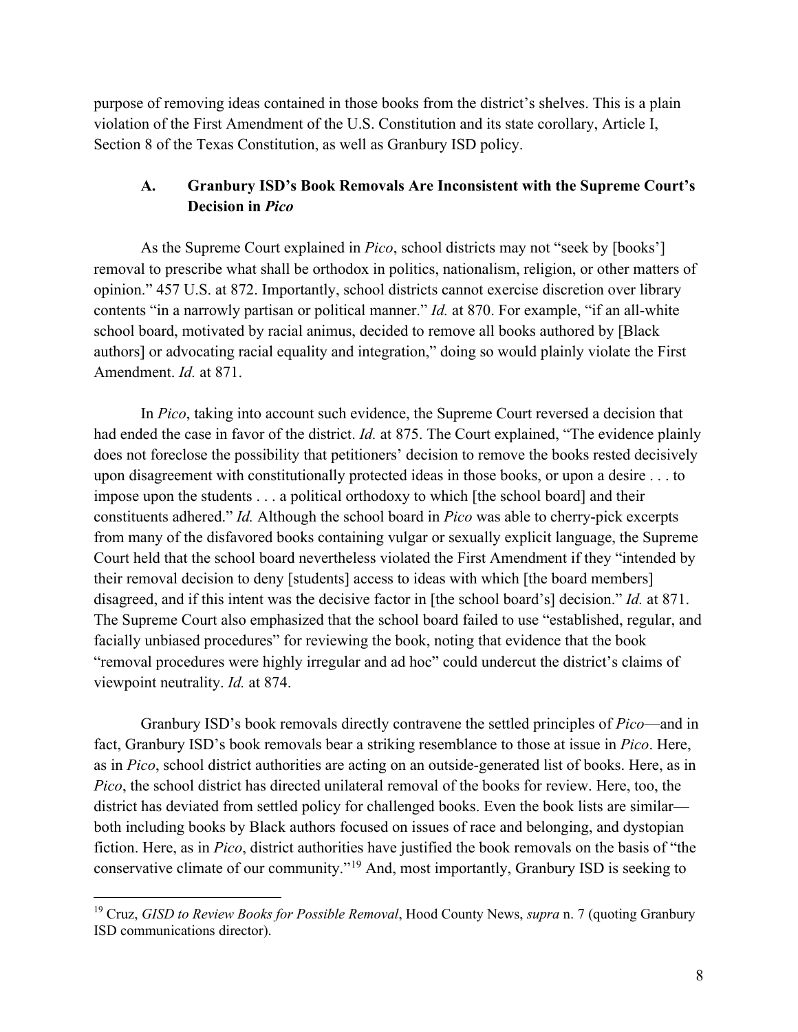purpose of removing ideas contained in those books from the district's shelves. This is a plain violation of the First Amendment of the U.S. Constitution and its state corollary, Article I, Section 8 of the Texas Constitution, as well as Granbury ISD policy.

### A. Granbury ISD's Book Removals Are Inconsistent with the Supreme Court's Decision in *Pico*

As the Supreme Court explained in *Pico*, school districts may not "seek by [books'] removal to prescribe what shall be orthodox in politics, nationalism, religion, or other matters of opinion." 457 U.S. at 872. Importantly, school districts cannot exercise discretion over library contents "in a narrowly partisan or political manner." *Id.* at 870. For example, "if an all-white school board, motivated by racial animus, decided to remove all books authored by [Black authors] or advocating racial equality and integration," doing so would plainly violate the First Amendment. *Id.* at 871.

In *Pico*, taking into account such evidence, the Supreme Court reversed a decision that had ended the case in favor of the district. *Id.* at 875. The Court explained, "The evidence plainly does not foreclose the possibility that petitioners' decision to remove the books rested decisively upon disagreement with constitutionally protected ideas in those books, or upon a desire . . . to impose upon the students . . . a political orthodoxy to which [the school board] and their constituents adhered." *Id.* Although the school board in *Pico* was able to cherry-pick excerpts from many of the disfavored books containing vulgar or sexually explicit language, the Supreme Court held that the school board nevertheless violated the First Amendment if they "intended by their removal decision to deny [students] access to ideas with which [the board members] disagreed, and if this intent was the decisive factor in [the school board's] decision." *Id.* at 871. The Supreme Court also emphasized that the school board failed to use "established, regular, and facially unbiased procedures" for reviewing the book, noting that evidence that the book "removal procedures were highly irregular and ad hoc" could undercut the district's claims of viewpoint neutrality. *Id.* at 874.

Granbury ISD's book removals directly contravene the settled principles of *Pico*—and in fact, Granbury ISD's book removals bear a striking resemblance to those at issue in *Pico*. Here, as in *Pico*, school district authorities are acting on an outside-generated list of books. Here, as in *Pico*, the school district has directed unilateral removal of the books for review. Here, too, the district has deviated from settled policy for challenged books. Even the book lists are similar—both including books by Black authors focused on issues of race and belonging, and dystopian fiction. Here, as in *Pico*, district authorities have justified the book removals on the basis of "the conservative climate of our community."[19] And, most importantly, Granbury ISD is seeking to

[19] Cruz, *GISD to Review Books for Possible Removal*, Hood County News, *supra* n. 7 (quoting Granbury ISD communications director).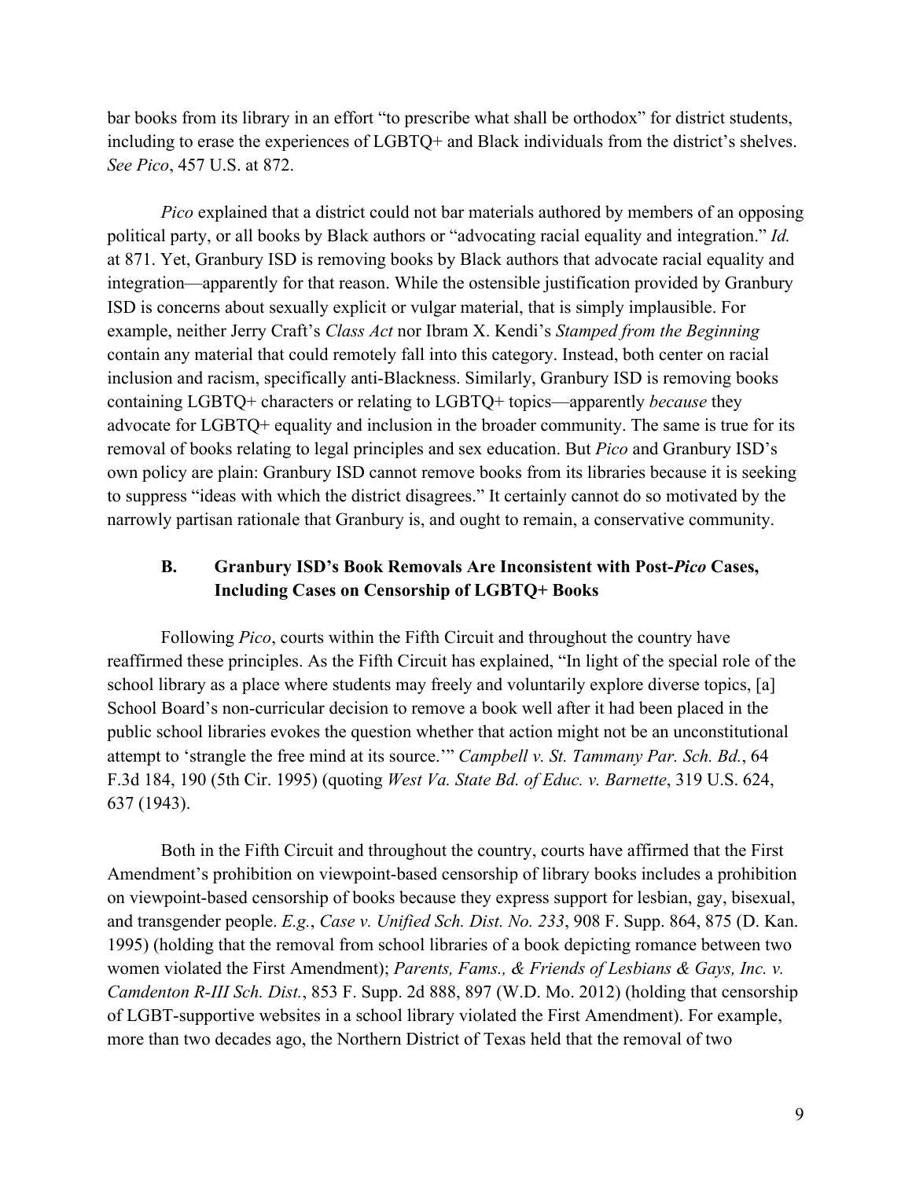bar books from its library in an effort "to prescribe what shall be orthodox" for district students, including to erase the experiences of LGBTQ+ and Black individuals from the district's shelves. *See Pico*, 457 U.S. at 872.

*Pico* explained that a district could not bar materials authored by members of an opposing political party, or all books by Black authors or "advocating racial equality and integration." *Id.* at 871. Yet, Granbury ISD is removing books by Black authors that advocate racial equality and integration—apparently for that reason. While the ostensible justification provided by Granbury ISD is concerns about sexually explicit or vulgar material, that is simply implausible. For example, neither Jerry Craft's *Class Act* nor Ibram X. Kendi's *Stamped from the Beginning* contain any material that could remotely fall into this category. Instead, both center on racial inclusion and racism, specifically anti-Blackness. Similarly, Granbury ISD is removing books containing LGBTQ+ characters or relating to LGBTQ+ topics—apparently *because* they advocate for LGBTQ+ equality and inclusion in the broader community. The same is true for its removal of books relating to legal principles and sex education. But *Pico* and Granbury ISD's own policy are plain: Granbury ISD cannot remove books from its libraries because it is seeking to suppress "ideas with which the district disagrees." It certainly cannot do so motivated by the narrowly partisan rationale that Granbury is, and ought to remain, a conservative community.

### B. Granbury ISD's Book Removals Are Inconsistent with Post-*Pico* Cases, Including Cases on Censorship of LGBTQ+ Books

Following *Pico*, courts within the Fifth Circuit and throughout the country have reaffirmed these principles. As the Fifth Circuit has explained, "In light of the special role of the school library as a place where students may freely and voluntarily explore diverse topics, [a] School Board's non-curricular decision to remove a book well after it had been placed in the public school libraries evokes the question whether that action might not be an unconstitutional attempt to 'strangle the free mind at its source.'" *Campbell v. St. Tammany Par. Sch. Bd.*, 64 F.3d 184, 190 (5th Cir. 1995) (quoting *West Va. State Bd. of Educ. v. Barnette*, 319 U.S. 624, 637 (1943).

Both in the Fifth Circuit and throughout the country, courts have affirmed that the First Amendment's prohibition on viewpoint-based censorship of library books includes a prohibition on viewpoint-based censorship of books because they express support for lesbian, gay, bisexual, and transgender people. *E.g.*, *Case v. Unified Sch. Dist. No. 233*, 908 F. Supp. 864, 875 (D. Kan. 1995) (holding that the removal from school libraries of a book depicting romance between two women violated the First Amendment); *Parents, Fams., & Friends of Lesbians & Gays, Inc. v. Camdenton R-III Sch. Dist.*, 853 F. Supp. 2d 888, 897 (W.D. Mo. 2012) (holding that censorship of LGBT-supportive websites in a school library violated the First Amendment). For example, more than two decades ago, the Northern District of Texas held that the removal of two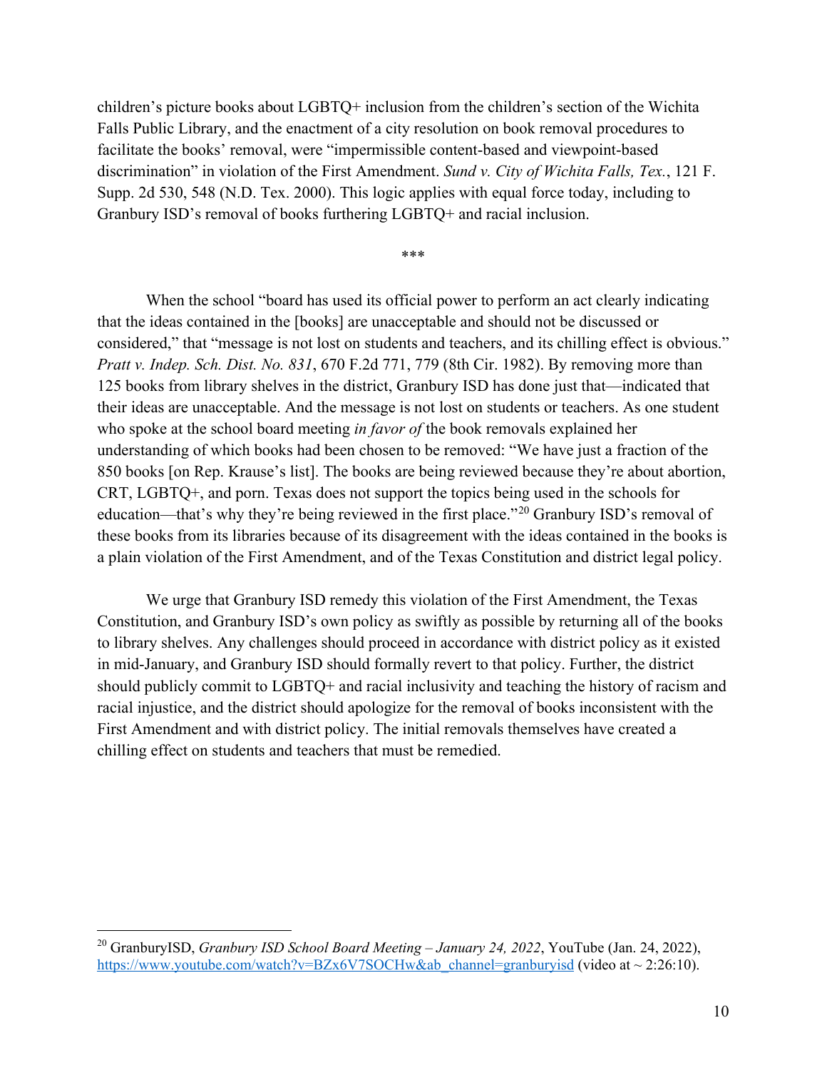children's picture books about LGBTQ+ inclusion from the children's section of the Wichita Falls Public Library, and the enactment of a city resolution on book removal procedures to facilitate the books' removal, were "impermissible content-based and viewpoint-based discrimination" in violation of the First Amendment. *Sund v. City of Wichita Falls, Tex.*, 121 F. Supp. 2d 530, 548 (N.D. Tex. 2000). This logic applies with equal force today, including to Granbury ISD's removal of books furthering LGBTQ+ and racial inclusion.

***

When the school "board has used its official power to perform an act clearly indicating that the ideas contained in the [books] are unacceptable and should not be discussed or considered," that "message is not lost on students and teachers, and its chilling effect is obvious." *Pratt v. Indep. Sch. Dist. No. 831*, 670 F.2d 771, 779 (8th Cir. 1982). By removing more than 125 books from library shelves in the district, Granbury ISD has done just that—indicated that their ideas are unacceptable. And the message is not lost on students or teachers. As one student who spoke at the school board meeting *in favor of* the book removals explained her understanding of which books had been chosen to be removed: "We have just a fraction of the 850 books [on Rep. Krause's list]. The books are being reviewed because they're about abortion, CRT, LGBTQ+, and porn. Texas does not support the topics being used in the schools for education—that's why they're being reviewed in the first place."[20] Granbury ISD's removal of these books from its libraries because of its disagreement with the ideas contained in the books is a plain violation of the First Amendment, and of the Texas Constitution and district legal policy.

We urge that Granbury ISD remedy this violation of the First Amendment, the Texas Constitution, and Granbury ISD's own policy as swiftly as possible by returning all of the books to library shelves. Any challenges should proceed in accordance with district policy as it existed in mid-January, and Granbury ISD should formally revert to that policy. Further, the district should publicly commit to LGBTQ+ and racial inclusivity and teaching the history of racism and racial injustice, and the district should apologize for the removal of books inconsistent with the First Amendment and with district policy. The initial removals themselves have created a chilling effect on students and teachers that must be remedied.

---

[20] GranburyISD, *Granbury ISD School Board Meeting – January 24, 2022*, YouTube (Jan. 24, 2022), https://www.youtube.com/watch?v=BZx6V7SOCHw&ab_channel=granburyisd (video at ~ 2:26:10).